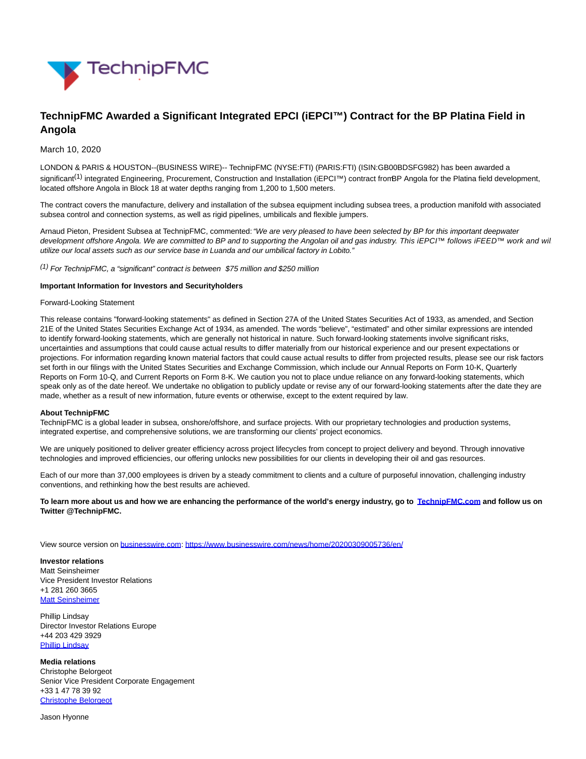# TechnipFMC Awarded a Significant Integrated EPCI (iEPCI™) Contract for the BP Platina Field in Angola

March 10, 2020

LONDON & PARIS & HOUSTON--(BUSINESS WIRE)-- TechnipFMC (NYSE:FTI) (PARIS:FTI) (ISIN:GB00BDSFG982) has been awarded a significant[1] integrated Engineering, Procurement, Construction and Installation (iEPCI™) contract from BP Angola for the Platina field development, located offshore Angola in Block 18 at water depths ranging from 1,200 to 1,500 meters.

The contract covers the manufacture, delivery and installation of the subsea equipment including subsea trees, a production manifold with associated subsea control and connection systems, as well as rigid pipelines, umbilicals and flexible jumpers.

Arnaud Pieton, President Subsea at TechnipFMC, commented: *"We are very pleased to have been selected by BP for this important deepwater development offshore Angola. We are committed to BP and to supporting the Angolan oil and gas industry. This iEPCI™ follows iFEED™ work and wil utilize our local assets such as our service base in Luanda and our umbilical factory in Lobito."*

*[1] For TechnipFMC, a "significant" contract is between $75 million and $250 million*

**Important Information for Investors and Securityholders**

Forward-Looking Statement

This release contains "forward-looking statements" as defined in Section 27A of the United States Securities Act of 1933, as amended, and Section 21E of the United States Securities Exchange Act of 1934, as amended. The words "believe", "estimated" and other similar expressions are intended to identify forward-looking statements, which are generally not historical in nature. Such forward-looking statements involve significant risks, uncertainties and assumptions that could cause actual results to differ materially from our historical experience and our present expectations or projections. For information regarding known material factors that could cause actual results to differ from projected results, please see our risk factors set forth in our filings with the United States Securities and Exchange Commission, which include our Annual Reports on Form 10-K, Quarterly Reports on Form 10-Q, and Current Reports on Form 8-K. We caution you not to place undue reliance on any forward-looking statements, which speak only as of the date hereof. We undertake no obligation to publicly update or revise any of our forward-looking statements after the date they are made, whether as a result of new information, future events or otherwise, except to the extent required by law.

**About TechnipFMC**

TechnipFMC is a global leader in subsea, onshore/offshore, and surface projects. With our proprietary technologies and production systems, integrated expertise, and comprehensive solutions, we are transforming our clients' project economics.

We are uniquely positioned to deliver greater efficiency across project lifecycles from concept to project delivery and beyond. Through innovative technologies and improved efficiencies, our offering unlocks new possibilities for our clients in developing their oil and gas resources.

Each of our more than 37,000 employees is driven by a steady commitment to clients and a culture of purposeful innovation, challenging industry conventions, and rethinking how the best results are achieved.

**To learn more about us and how we are enhancing the performance of the world's energy industry, go to [TechnipFMC.com](TechnipFMC.com) and follow us on Twitter @TechnipFMC.**

View source version on businesswire.com: https://www.businesswire.com/news/home/20200309005736/en/

**Investor relations**
Matt Seinsheimer
Vice President Investor Relations
+1 281 260 3665
Matt Seinsheimer

Phillip Lindsay
Director Investor Relations Europe
+44 203 429 3929
Phillip Lindsay

**Media relations**
Christophe Belorgeot
Senior Vice President Corporate Engagement
+33 1 47 78 39 92
Christophe Belorgeot

Jason Hyonne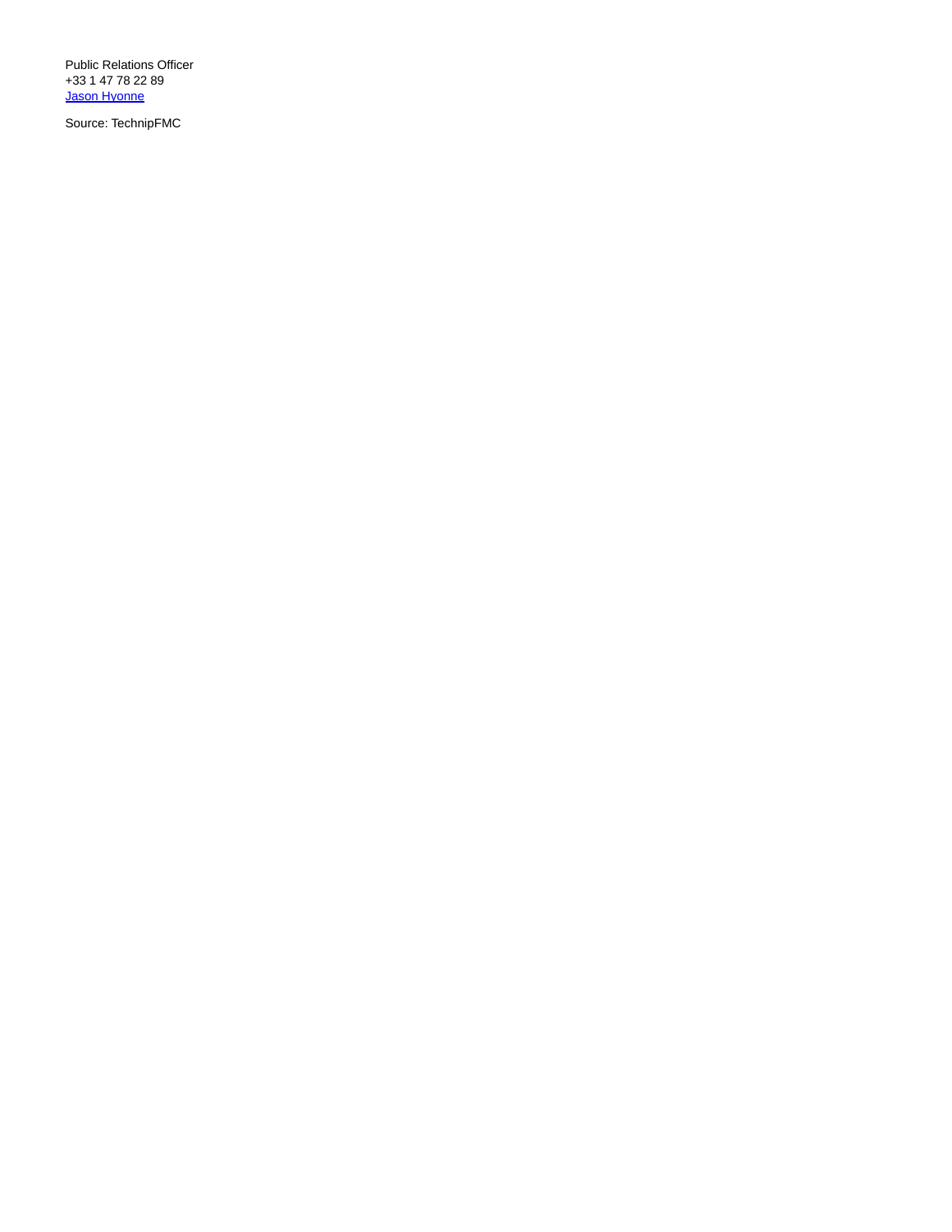Public Relations Officer
+33 1 47 78 22 89
Jason Hyonne

Source: TechnipFMC